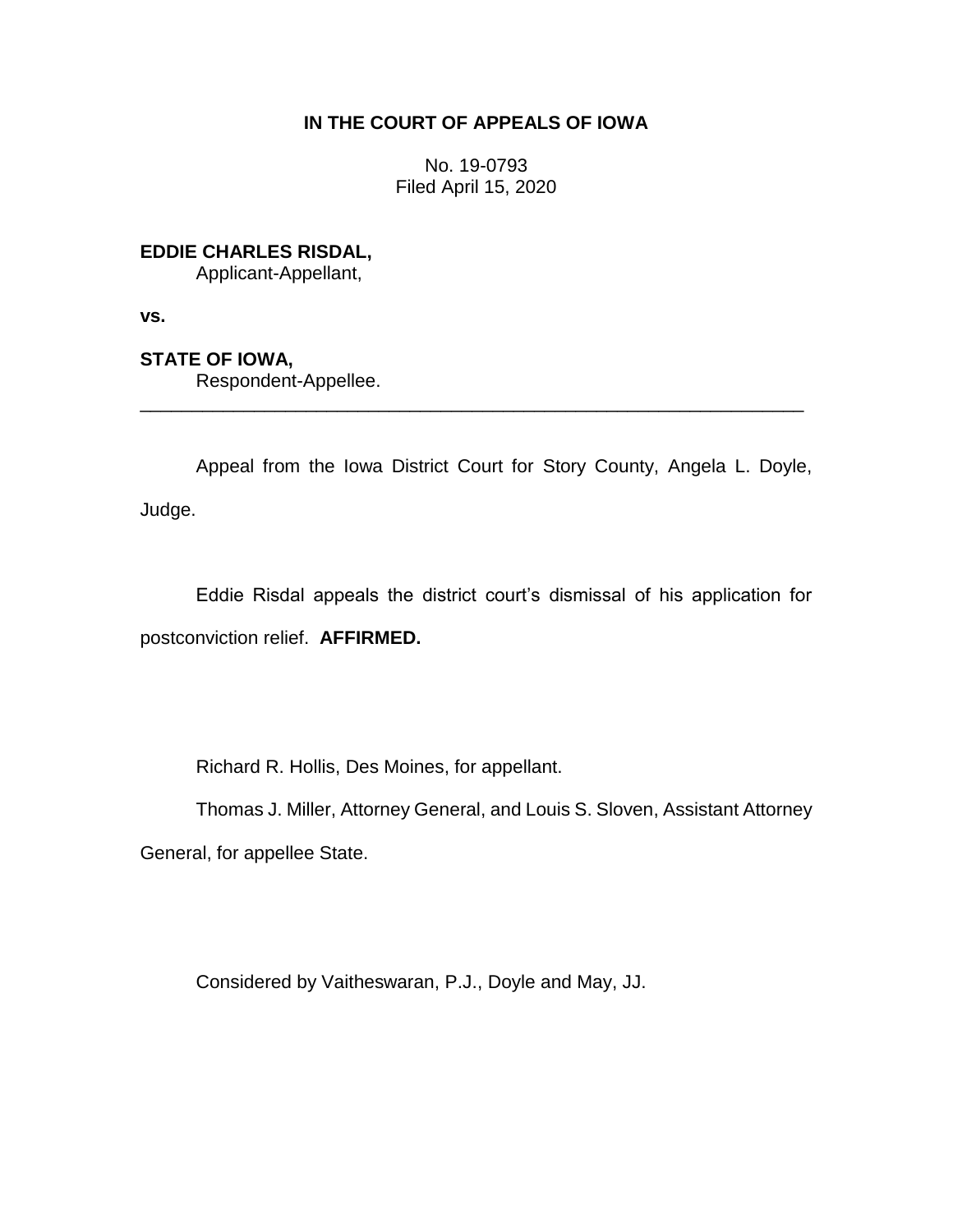**IN THE COURT OF APPEALS OF IOWA**

No. 19-0793
Filed April 15, 2020

**EDDIE CHARLES RISDAL,**
Applicant-Appellant,

**vs.**

**STATE OF IOWA,**
Respondent-Appellee.

---

Appeal from the Iowa District Court for Story County, Angela L. Doyle, Judge.

Eddie Risdal appeals the district court's dismissal of his application for postconviction relief. **AFFIRMED.**

Richard R. Hollis, Des Moines, for appellant.

Thomas J. Miller, Attorney General, and Louis S. Sloven, Assistant Attorney General, for appellee State.

Considered by Vaitheswaran, P.J., Doyle and May, JJ.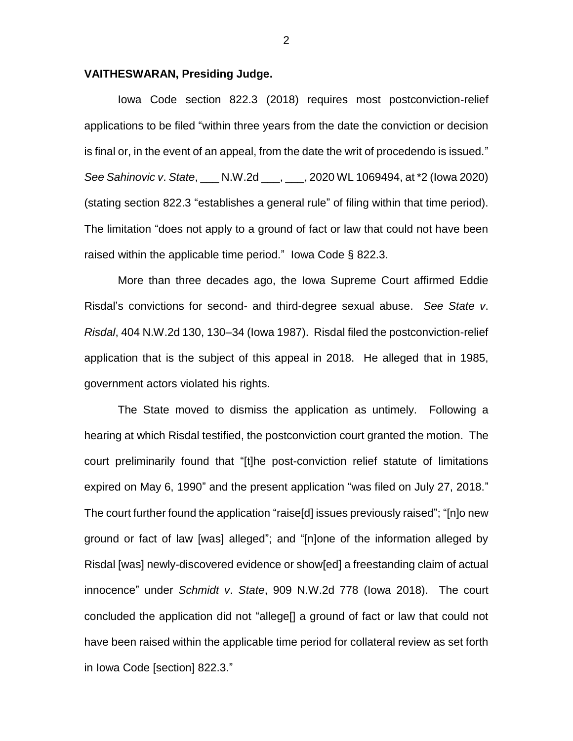**VAITHESWARAN, Presiding Judge.**

Iowa Code section 822.3 (2018) requires most postconviction-relief applications to be filed "within three years from the date the conviction or decision is final or, in the event of an appeal, from the date the writ of procedendo is issued." *See Sahinovic v. State*, ___ N.W.2d ___, ___, 2020 WL 1069494, at *2 (Iowa 2020) (stating section 822.3 "establishes a general rule" of filing within that time period). The limitation "does not apply to a ground of fact or law that could not have been raised within the applicable time period." Iowa Code § 822.3.

More than three decades ago, the Iowa Supreme Court affirmed Eddie Risdal's convictions for second- and third-degree sexual abuse. *See State v. Risdal*, 404 N.W.2d 130, 130–34 (Iowa 1987). Risdal filed the postconviction-relief application that is the subject of this appeal in 2018. He alleged that in 1985, government actors violated his rights.

The State moved to dismiss the application as untimely. Following a hearing at which Risdal testified, the postconviction court granted the motion. The court preliminarily found that "[t]he post-conviction relief statute of limitations expired on May 6, 1990" and the present application "was filed on July 27, 2018." The court further found the application "raise[d] issues previously raised"; "[n]o new ground or fact of law [was] alleged"; and "[n]one of the information alleged by Risdal [was] newly-discovered evidence or show[ed] a freestanding claim of actual innocence" under *Schmidt v. State*, 909 N.W.2d 778 (Iowa 2018). The court concluded the application did not "allege[] a ground of fact or law that could not have been raised within the applicable time period for collateral review as set forth in Iowa Code [section] 822.3."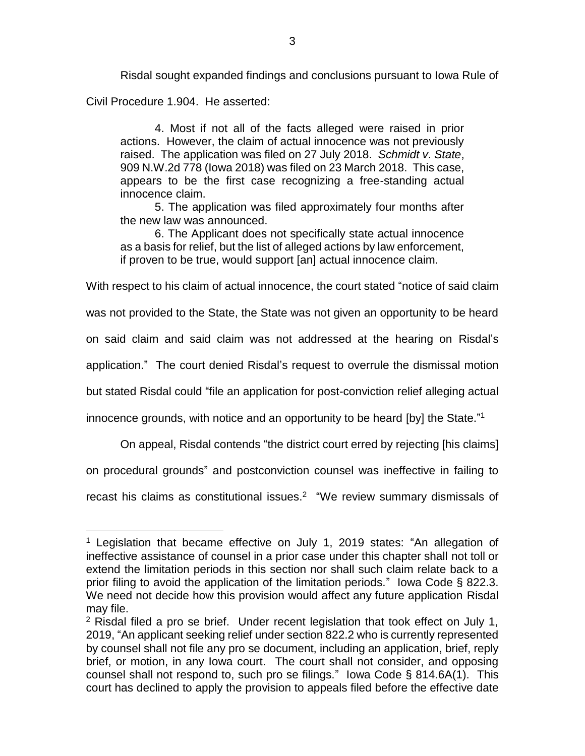Risdal sought expanded findings and conclusions pursuant to Iowa Rule of Civil Procedure 1.904. He asserted:

> 4. Most if not all of the facts alleged were raised in prior actions. However, the claim of actual innocence was not previously raised. The application was filed on 27 July 2018. *Schmidt v. State*, 909 N.W.2d 778 (Iowa 2018) was filed on 23 March 2018. This case, appears to be the first case recognizing a free-standing actual innocence claim.
>
> 5. The application was filed approximately four months after the new law was announced.
>
> 6. The Applicant does not specifically state actual innocence as a basis for relief, but the list of alleged actions by law enforcement, if proven to be true, would support [an] actual innocence claim.

With respect to his claim of actual innocence, the court stated "notice of said claim was not provided to the State, the State was not given an opportunity to be heard on said claim and said claim was not addressed at the hearing on Risdal's application." The court denied Risdal's request to overrule the dismissal motion but stated Risdal could "file an application for post-conviction relief alleging actual innocence grounds, with notice and an opportunity to be heard [by] the State."[1]

On appeal, Risdal contends "the district court erred by rejecting [his claims] on procedural grounds" and postconviction counsel was ineffective in failing to recast his claims as constitutional issues.[2] "We review summary dismissals of

---

[1] Legislation that became effective on July 1, 2019 states: "An allegation of ineffective assistance of counsel in a prior case under this chapter shall not toll or extend the limitation periods in this section nor shall such claim relate back to a prior filing to avoid the application of the limitation periods." Iowa Code § 822.3. We need not decide how this provision would affect any future application Risdal may file.

[2] Risdal filed a pro se brief. Under recent legislation that took effect on July 1, 2019, "An applicant seeking relief under section 822.2 who is currently represented by counsel shall not file any pro se document, including an application, brief, reply brief, or motion, in any Iowa court. The court shall not consider, and opposing counsel shall not respond to, such pro se filings." Iowa Code § 814.6A(1). This court has declined to apply the provision to appeals filed before the effective date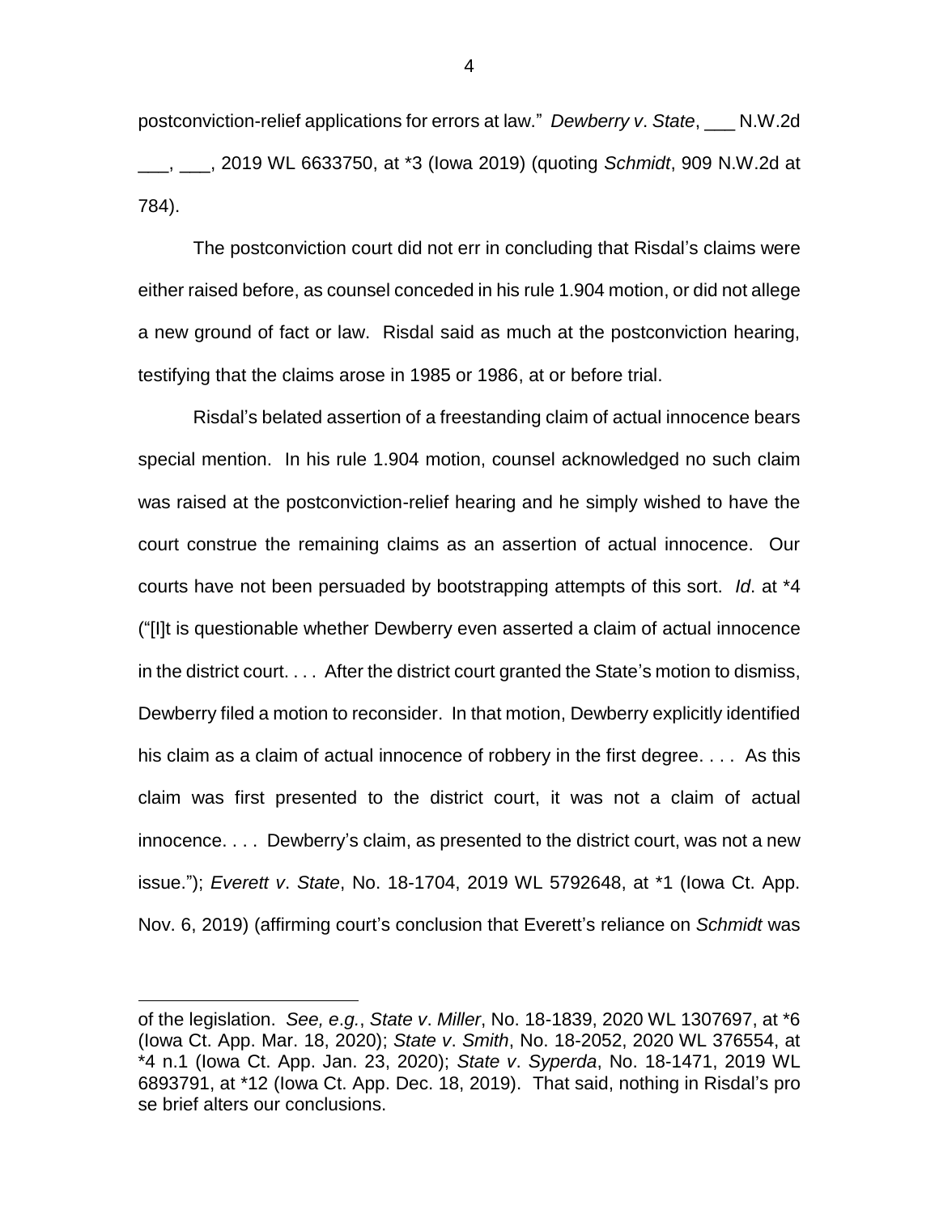postconviction-relief applications for errors at law." *Dewberry v. State*, ___ N.W.2d ___, ___, 2019 WL 6633750, at *3 (Iowa 2019) (quoting *Schmidt*, 909 N.W.2d at 784).

The postconviction court did not err in concluding that Risdal's claims were either raised before, as counsel conceded in his rule 1.904 motion, or did not allege a new ground of fact or law. Risdal said as much at the postconviction hearing, testifying that the claims arose in 1985 or 1986, at or before trial.

Risdal's belated assertion of a freestanding claim of actual innocence bears special mention. In his rule 1.904 motion, counsel acknowledged no such claim was raised at the postconviction-relief hearing and he simply wished to have the court construe the remaining claims as an assertion of actual innocence. Our courts have not been persuaded by bootstrapping attempts of this sort. *Id*. at *4 ("[I]t is questionable whether Dewberry even asserted a claim of actual innocence in the district court. . . . After the district court granted the State's motion to dismiss, Dewberry filed a motion to reconsider. In that motion, Dewberry explicitly identified his claim as a claim of actual innocence of robbery in the first degree. . . . As this claim was first presented to the district court, it was not a claim of actual innocence. . . . Dewberry's claim, as presented to the district court, was not a new issue."); *Everett v. State*, No. 18-1704, 2019 WL 5792648, at *1 (Iowa Ct. App. Nov. 6, 2019) (affirming court's conclusion that Everett's reliance on *Schmidt* was

---

of the legislation. *See, e.g.*, *State v. Miller*, No. 18-1839, 2020 WL 1307697, at *6 (Iowa Ct. App. Mar. 18, 2020); *State v. Smith*, No. 18-2052, 2020 WL 376554, at *4 n.1 (Iowa Ct. App. Jan. 23, 2020); *State v. Syperda*, No. 18-1471, 2019 WL 6893791, at *12 (Iowa Ct. App. Dec. 18, 2019). That said, nothing in Risdal's pro se brief alters our conclusions.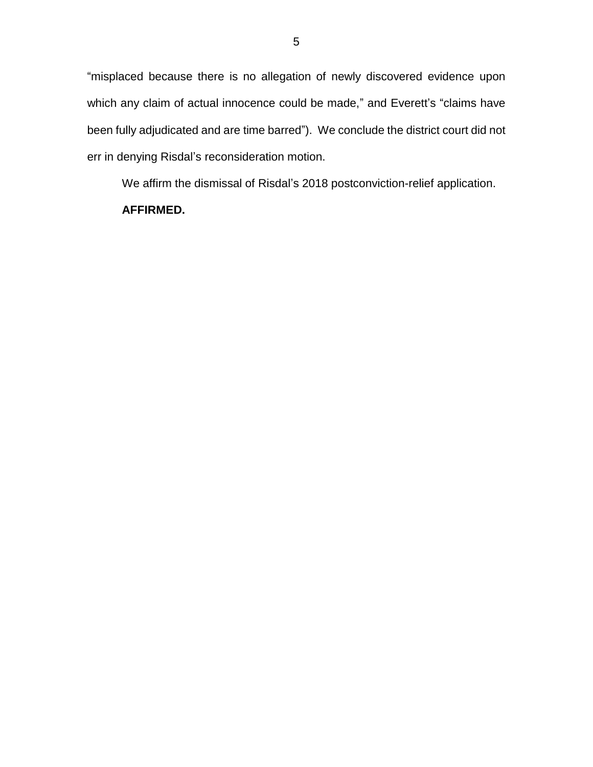"misplaced because there is no allegation of newly discovered evidence upon which any claim of actual innocence could be made," and Everett's "claims have been fully adjudicated and are time barred"). We conclude the district court did not err in denying Risdal's reconsideration motion.

We affirm the dismissal of Risdal's 2018 postconviction-relief application.

**AFFIRMED.**